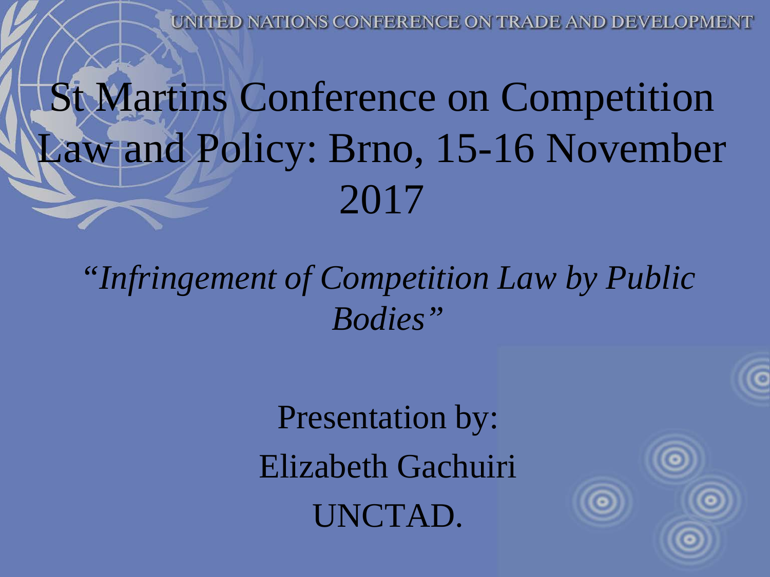UNITED NATIONS CONFERENCE ON TRADE AND DEVELOPMENT

# St Martins Conference on Competition Law and Policy: Brno, 15-16 November 2017

*"Infringement of Competition Law by Public Bodies"*

Presentation by:

Elizabeth Gachuiri

UNCTAD.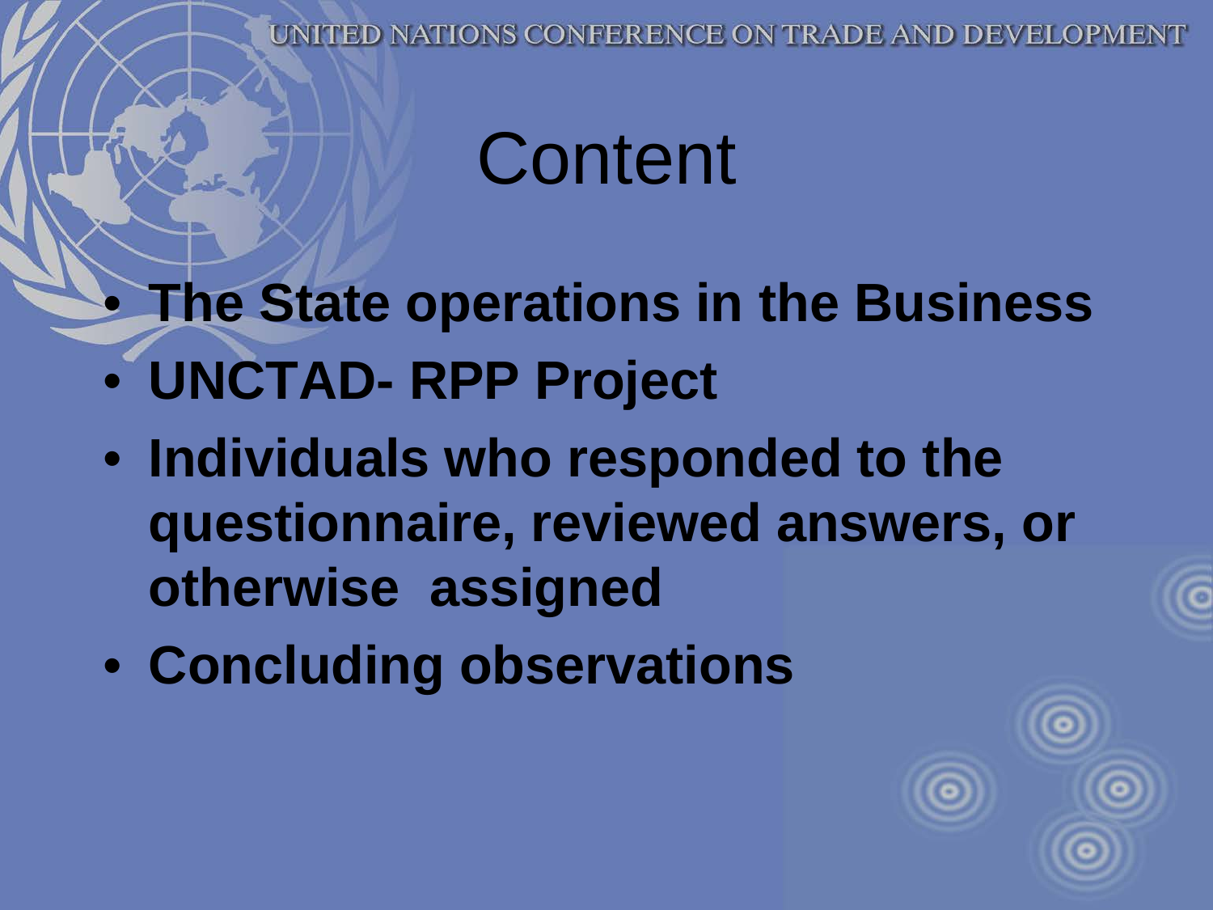# Content

- **The State operations in the Business**
- **UNCTAD- RPP Project**
- **Individuals who responded to the questionnaire, reviewed answers, or otherwise assigned**
- **Concluding observations**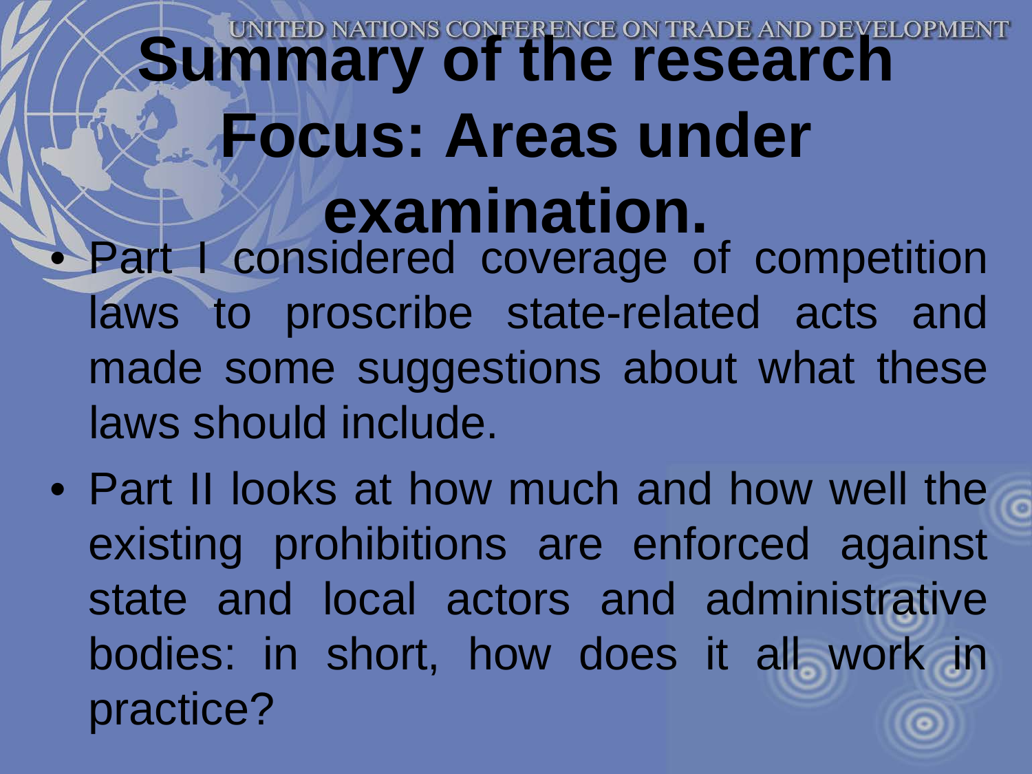# Summary of the research Focus: Areas under examination.

- Part I considered coverage of competition laws to proscribe state-related acts and made some suggestions about what these laws should include.
- Part II looks at how much and how well the existing prohibitions are enforced against state and local actors and administrative bodies: in short, how does it all work in practice?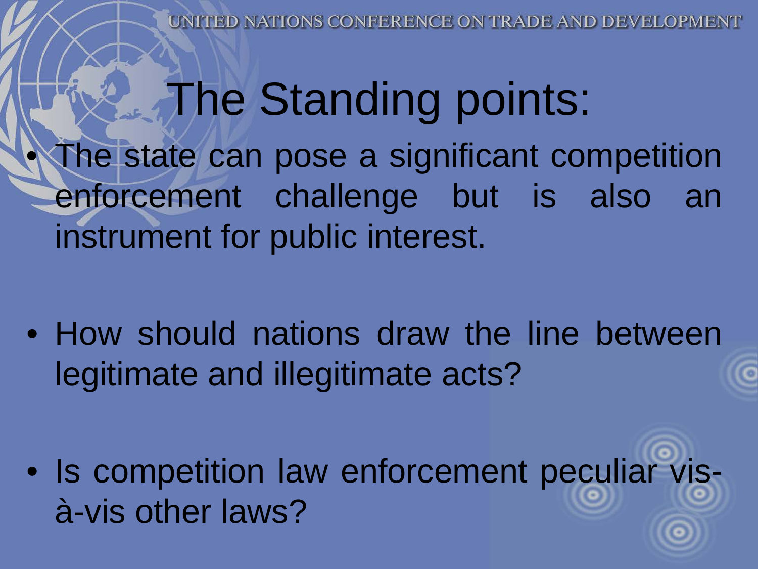# The Standing points:

- The state can pose a significant competition enforcement challenge but is also an instrument for public interest.
- How should nations draw the line between legitimate and illegitimate acts?
- Is competition law enforcement peculiar vis-à-vis other laws?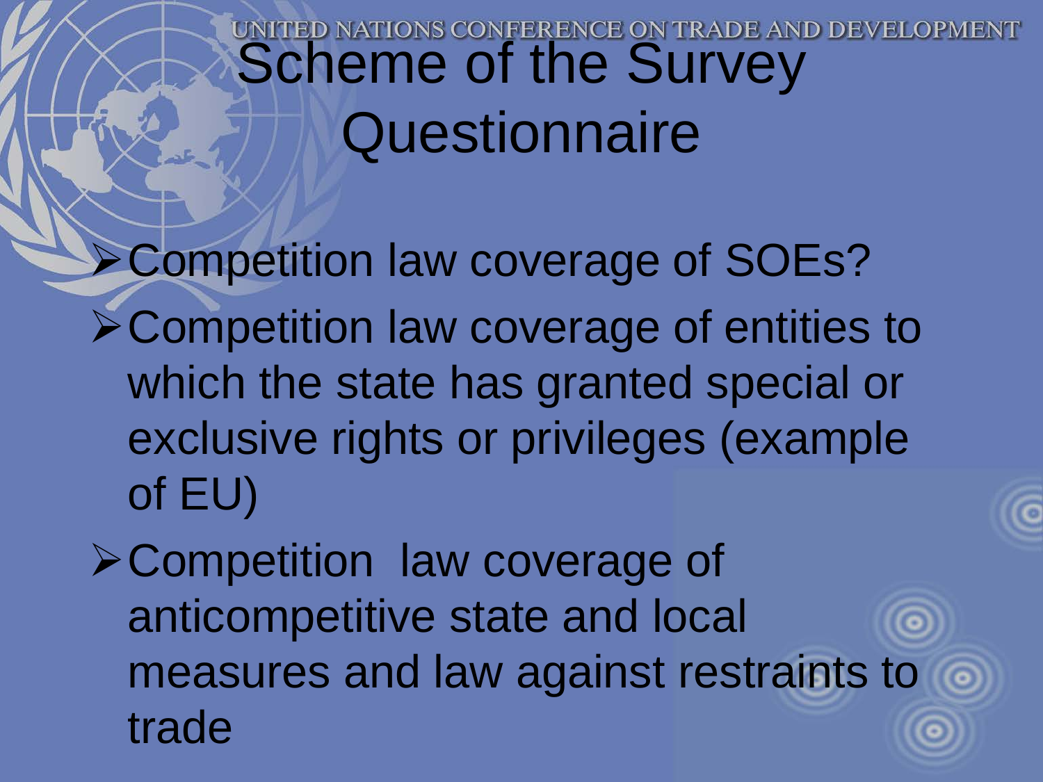# Scheme of the Survey Questionnaire

- Competition law coverage of SOEs?
- Competition law coverage of entities to which the state has granted special or exclusive rights or privileges (example of EU)
- Competition law coverage of anticompetitive state and local measures and law against restraints to trade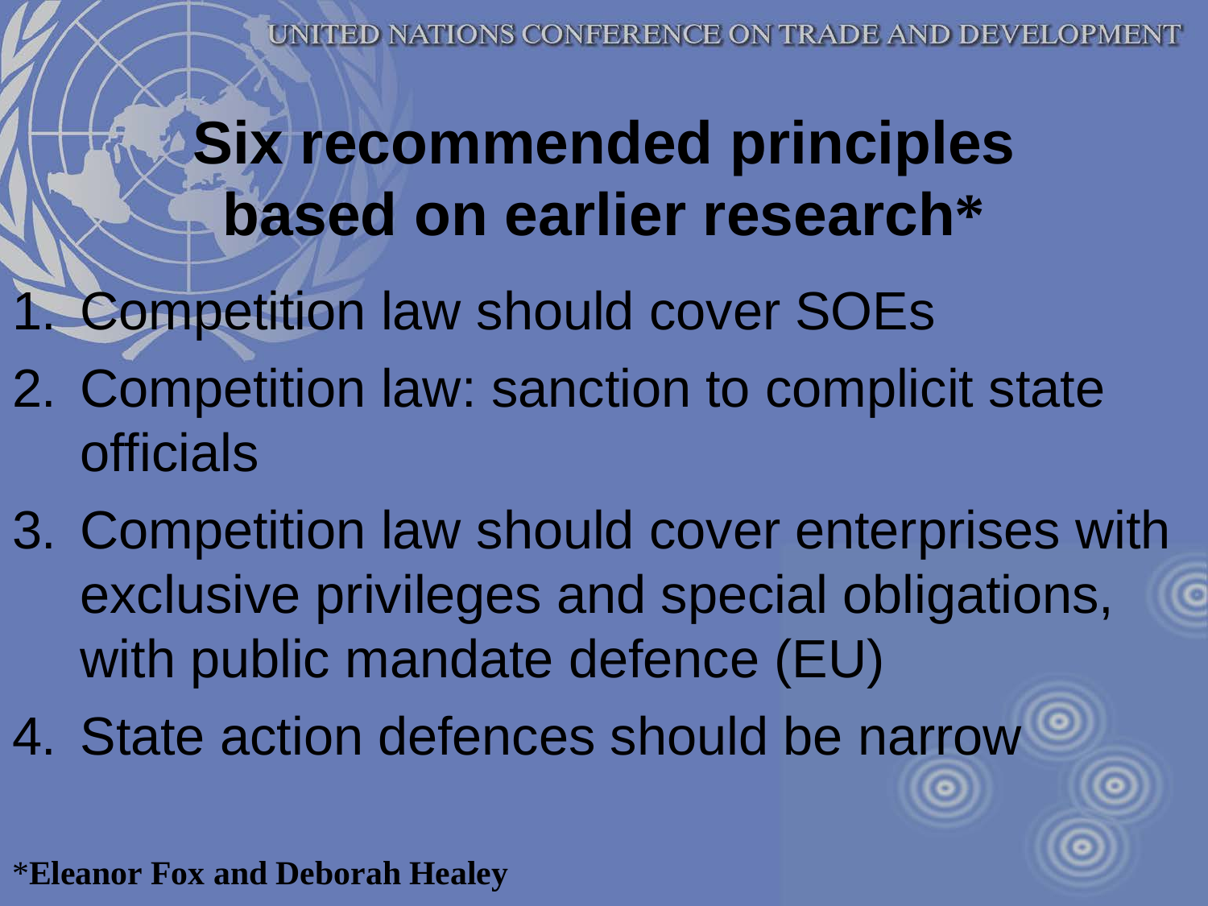# Six recommended principles based on earlier research*

1. Competition law should cover SOEs
2. Competition law: sanction to complicit state officials
3. Competition law should cover enterprises with exclusive privileges and special obligations, with public mandate defence (EU)
4. State action defences should be narrow

**\*Eleanor Fox and Deborah Healey**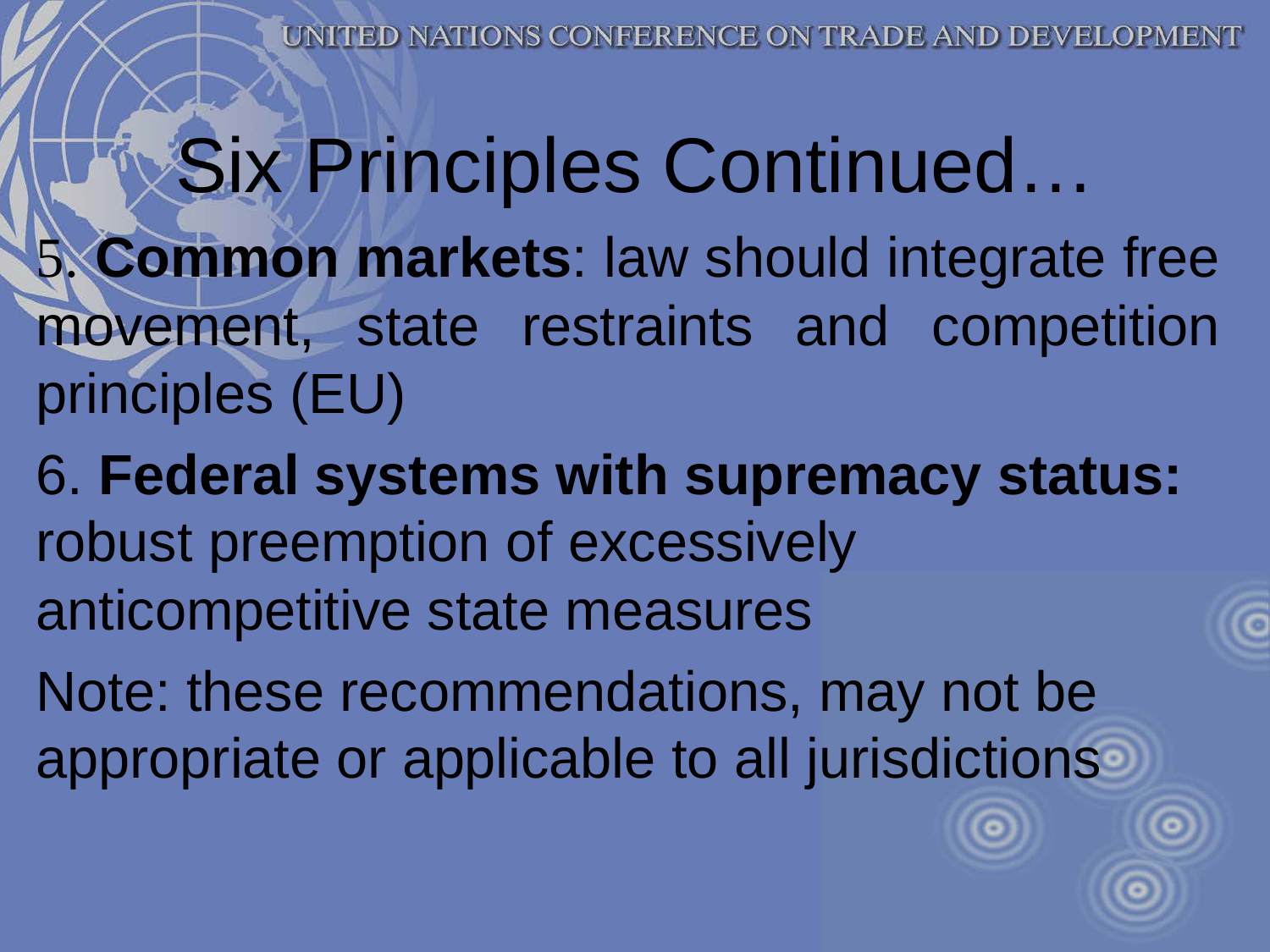# Six Principles Continued…

5. **Common markets**: law should integrate free movement, state restraints and competition principles (EU)

6. **Federal systems with supremacy status:** robust preemption of excessively anticompetitive state measures

Note: these recommendations, may not be appropriate or applicable to all jurisdictions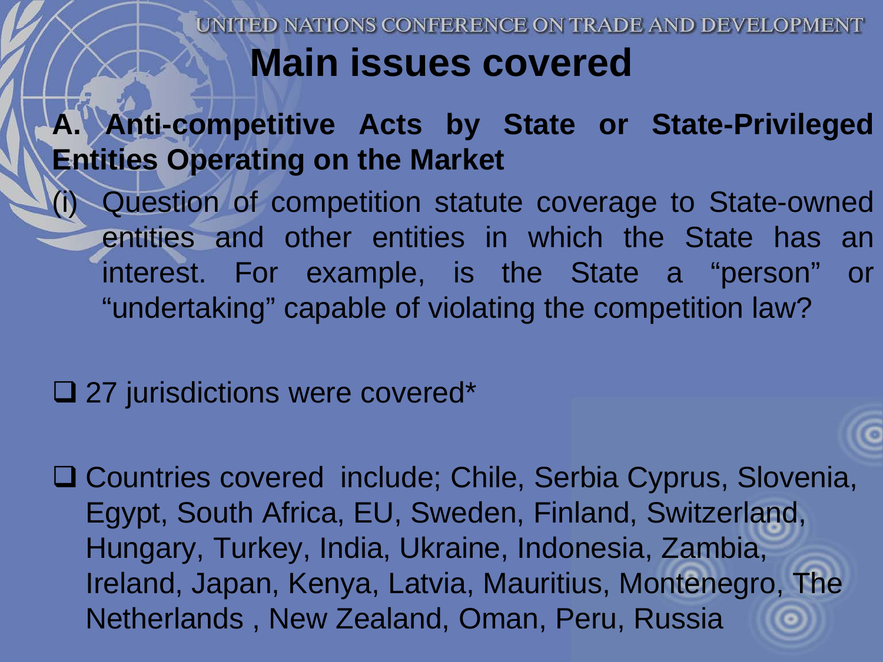# Main issues covered

**A. Anti-competitive Acts by State or State-Privileged Entities Operating on the Market**

(i) Question of competition statute coverage to State-owned entities and other entities in which the State has an interest. For example, is the State a "person" or "undertaking" capable of violating the competition law?

- 27 jurisdictions were covered*
- Countries covered include; Chile, Serbia Cyprus, Slovenia, Egypt, South Africa, EU, Sweden, Finland, Switzerland, Hungary, Turkey, India, Ukraine, Indonesia, Zambia, Ireland, Japan, Kenya, Latvia, Mauritius, Montenegro, The Netherlands , New Zealand, Oman, Peru, Russia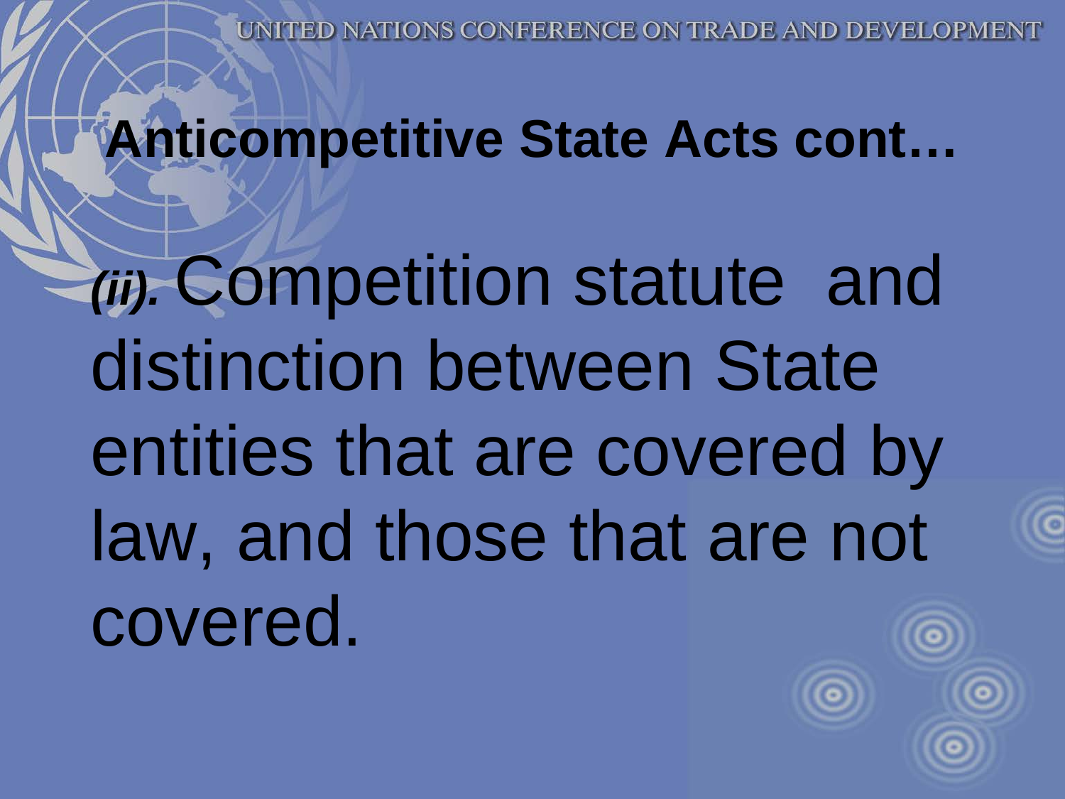# Anticompetitive State Acts cont…

***(ii).*** Competition statute and distinction between State entities that are covered by law, and those that are not covered.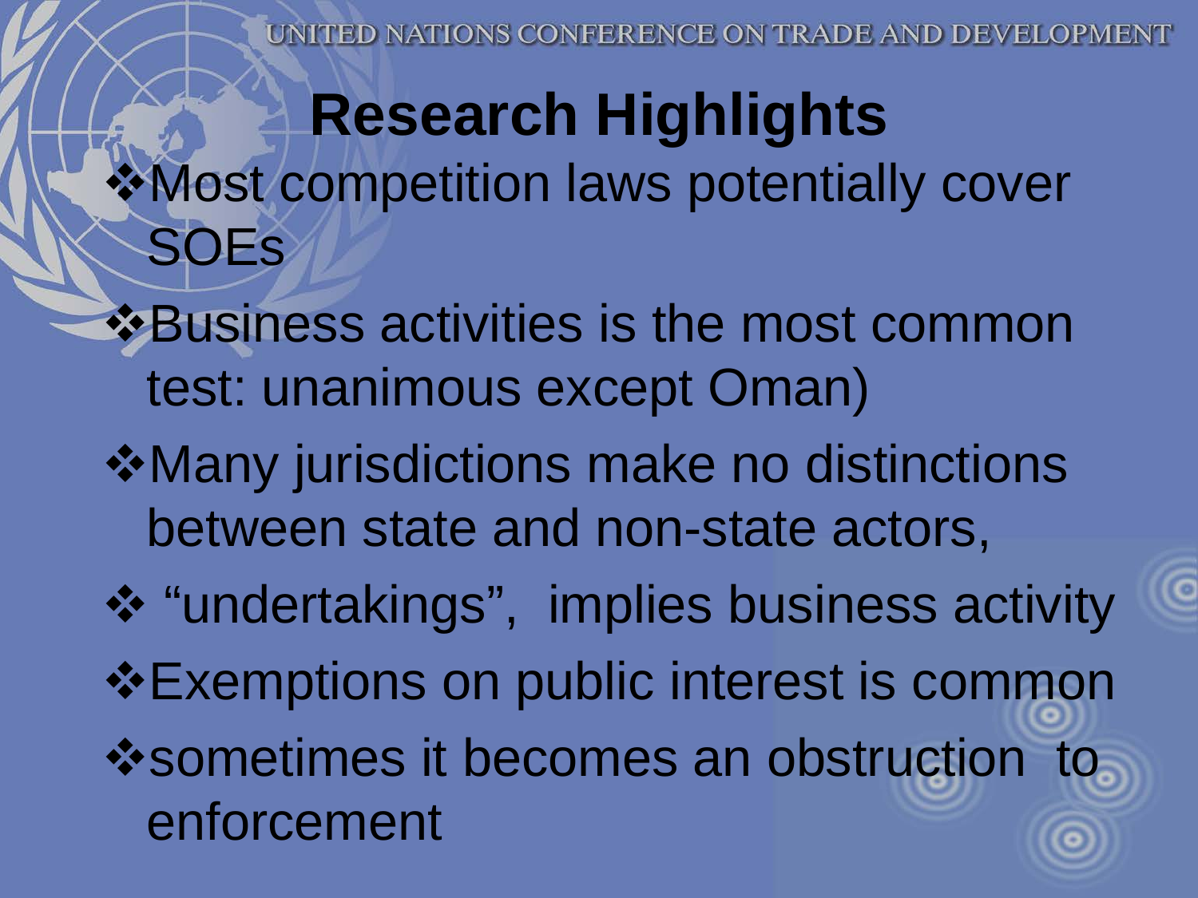# Research Highlights

- Most competition laws potentially cover SOEs
- Business activities is the most common test: unanimous except Oman)
- Many jurisdictions make no distinctions between state and non-state actors,
- "undertakings", implies business activity
- Exemptions on public interest is common
- sometimes it becomes an obstruction to enforcement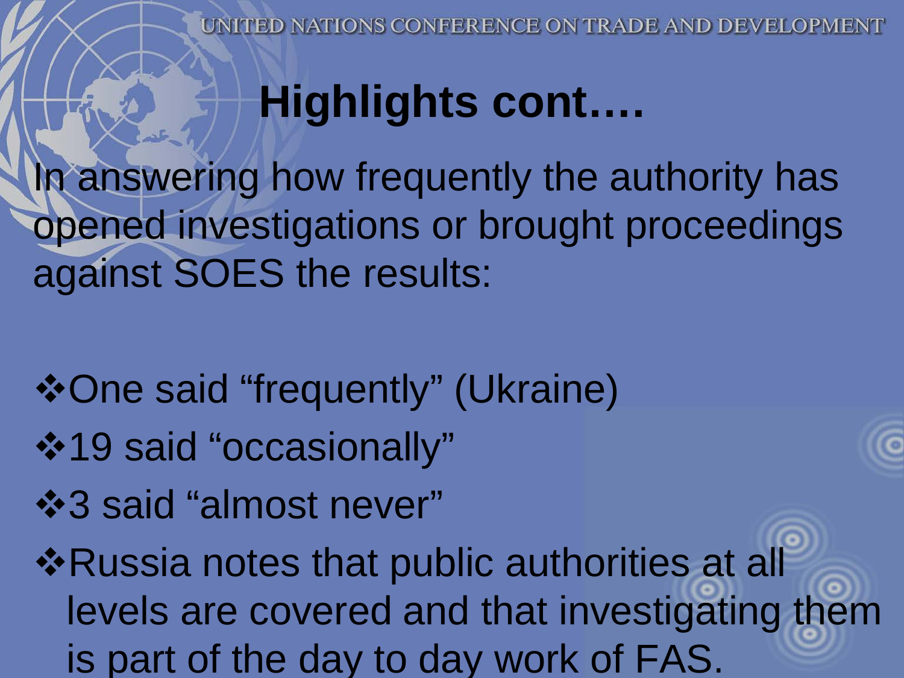# Highlights cont….

In answering how frequently the authority has opened investigations or brought proceedings against SOES the results:

- One said "frequently" (Ukraine)
- 19 said "occasionally"
- 3 said "almost never"
- Russia notes that public authorities at all levels are covered and that investigating them is part of the day to day work of FAS.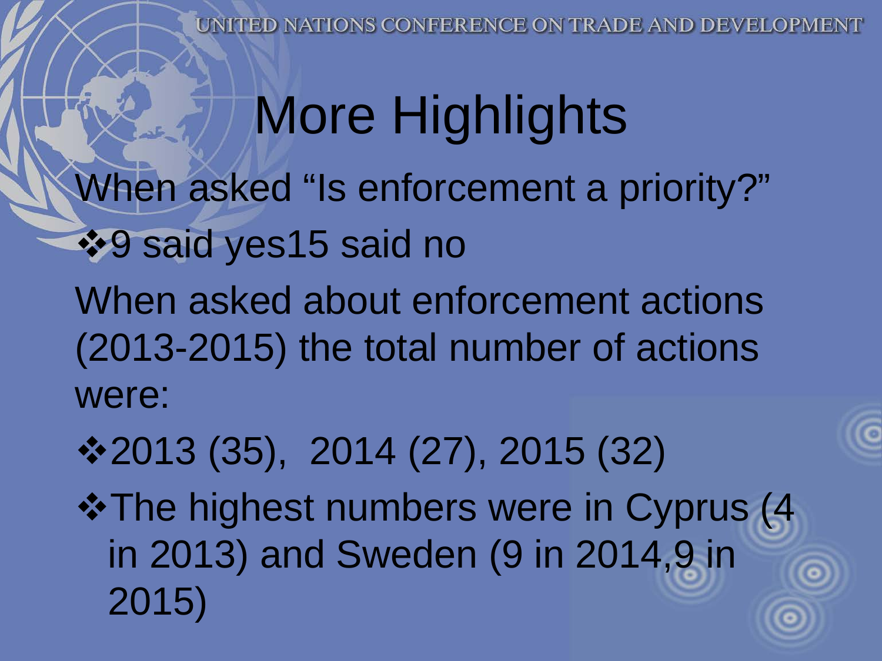# More Highlights

When asked "Is enforcement a priority?"

- 9 said yes15 said no

When asked about enforcement actions (2013-2015) the total number of actions were:

- 2013 (35), 2014 (27), 2015 (32)
- The highest numbers were in Cyprus (4 in 2013) and Sweden (9 in 2014,9 in 2015)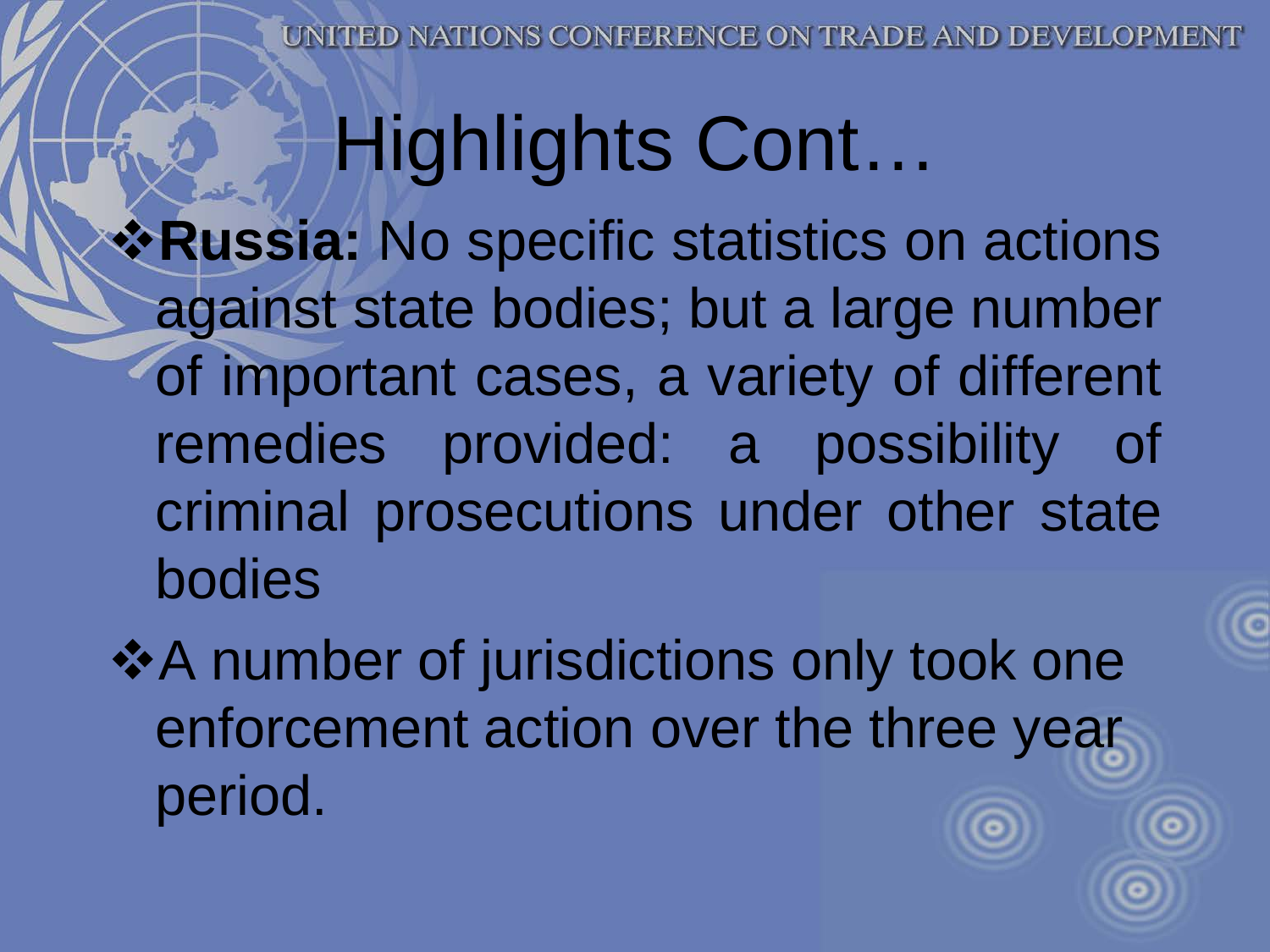# Highlights Cont…

- **Russia:** No specific statistics on actions against state bodies; but a large number of important cases, a variety of different remedies provided: a possibility of criminal prosecutions under other state bodies
- A number of jurisdictions only took one enforcement action over the three year period.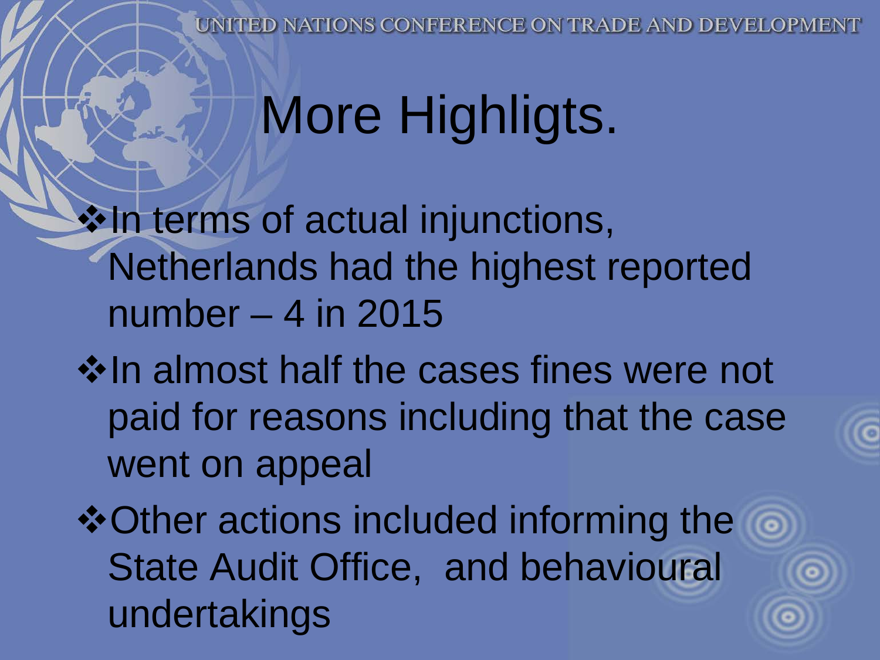# More Highligts.

- In terms of actual injunctions, Netherlands had the highest reported number – 4 in 2015
- In almost half the cases fines were not paid for reasons including that the case went on appeal
- Other actions included informing the State Audit Office,  and behavioural undertakings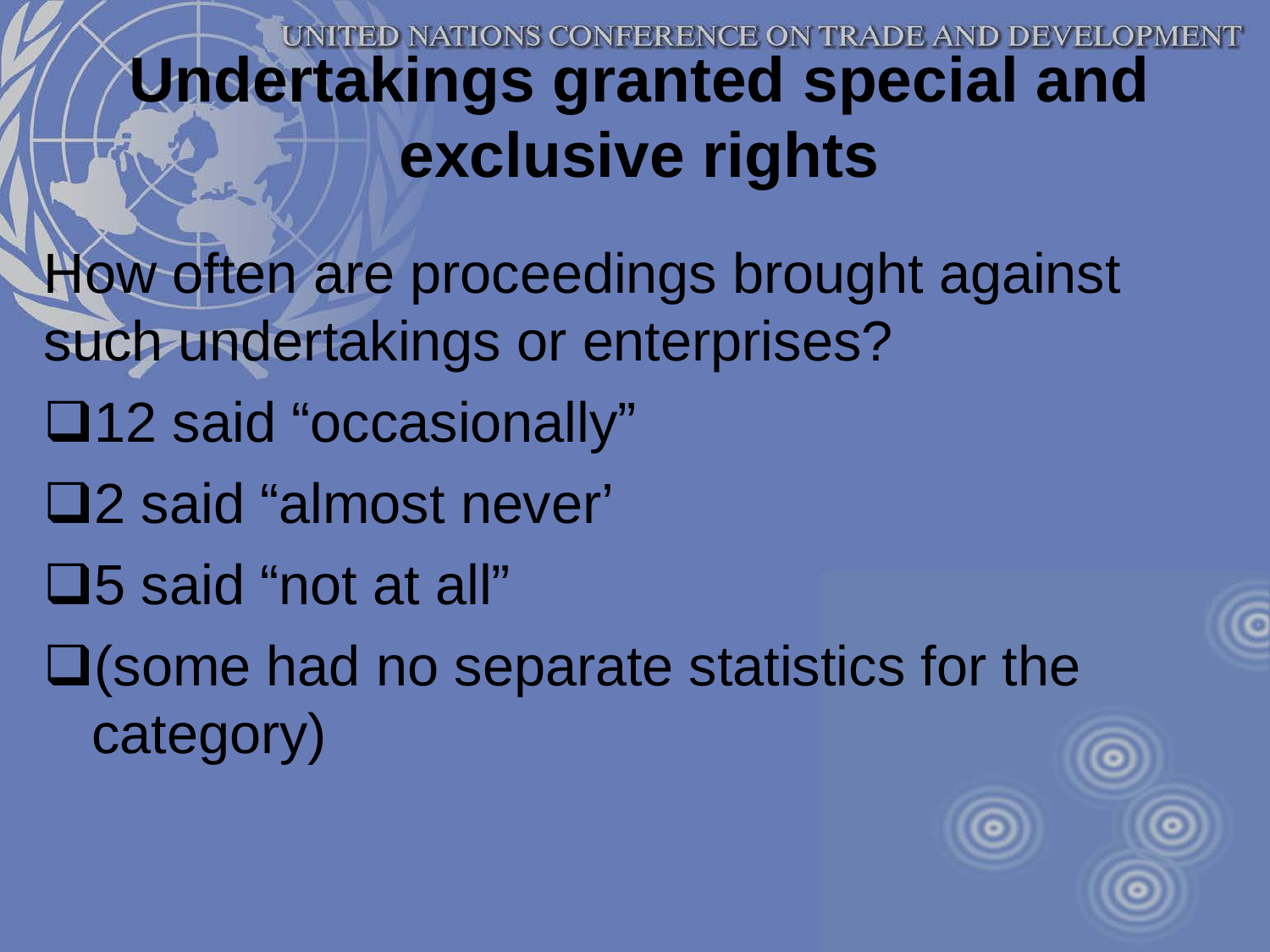# Undertakings granted special and exclusive rights

How often are proceedings brought against such undertakings or enterprises?

- 12 said “occasionally”
- 2 said “almost never’
- 5 said “not at all”
- (some had no separate statistics for the category)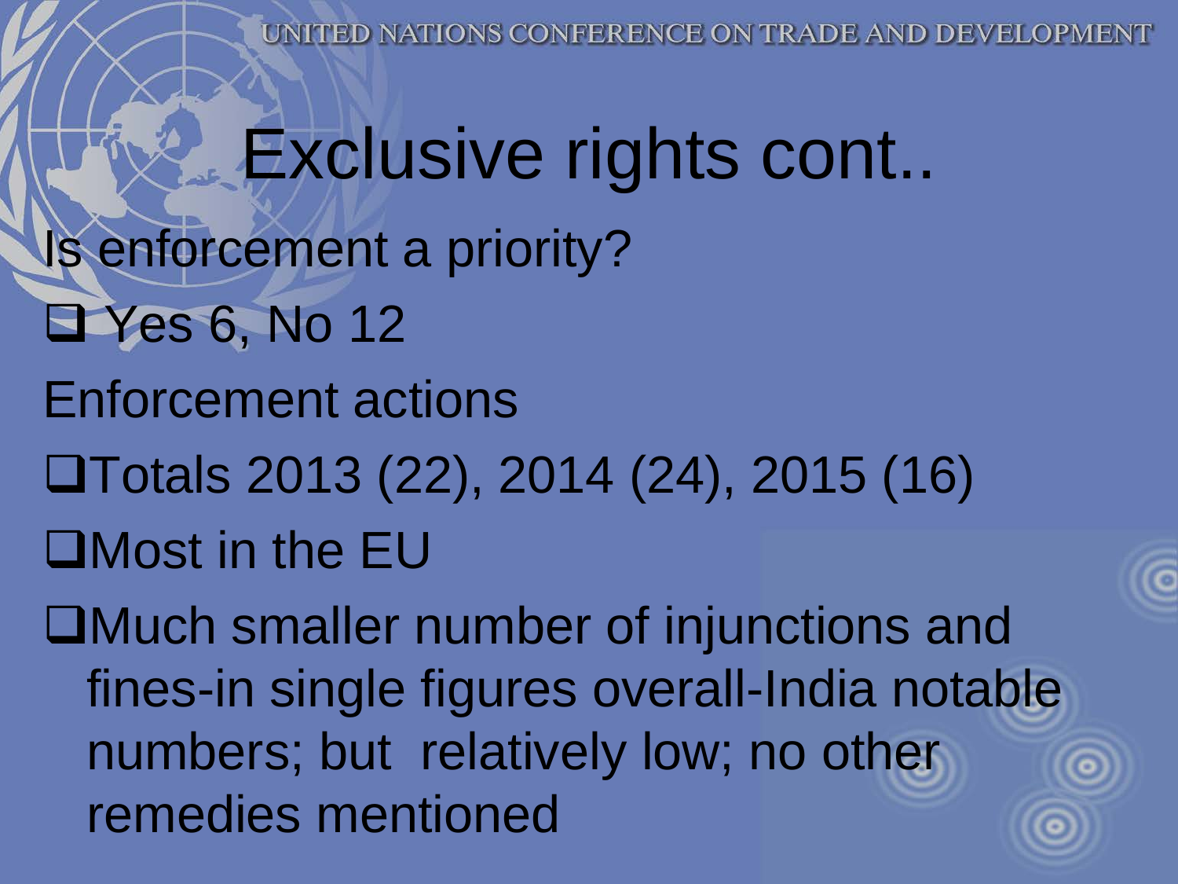# Exclusive rights cont..

Is enforcement a priority?

- Yes 6, No 12

Enforcement actions

- Totals 2013 (22), 2014 (24), 2015 (16)
- Most in the EU
- Much smaller number of injunctions and fines-in single figures overall-India notable numbers; but relatively low; no other remedies mentioned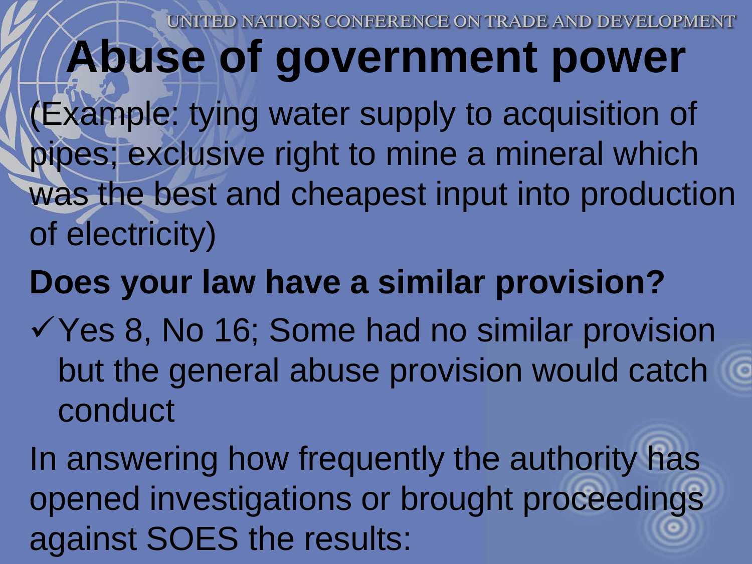# Abuse of government power

(Example: tying water supply to acquisition of pipes; exclusive right to mine a mineral which was the best and cheapest input into production of electricity)

**Does your law have a similar provision?**

- ✓ Yes 8, No 16; Some had no similar provision but the general abuse provision would catch conduct

In answering how frequently the authority has opened investigations or brought proceedings against SOES the results: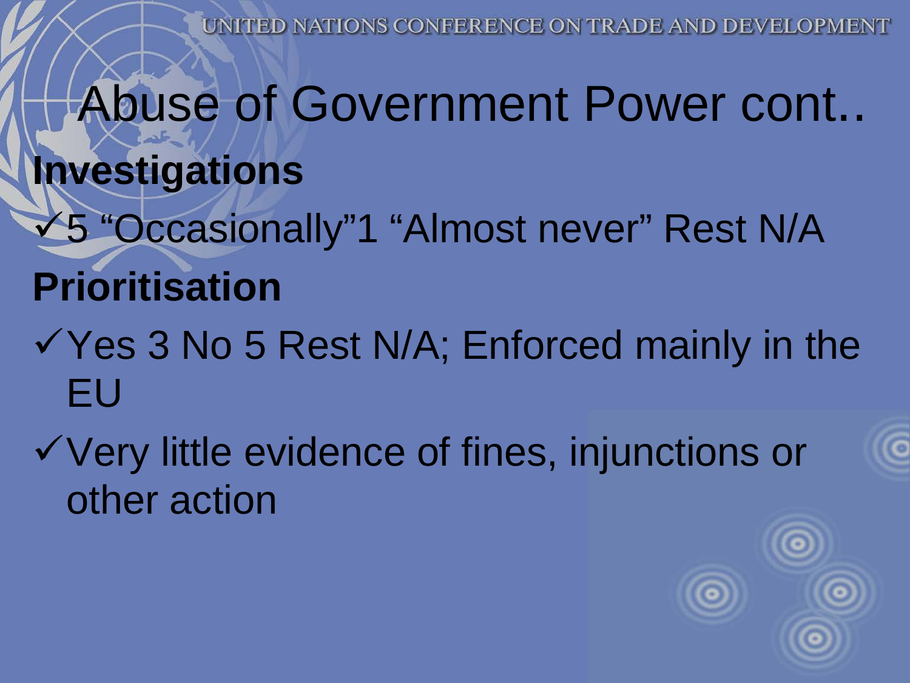# Abuse of Government Power cont..

**Investigations**

- ✓5 "Occasionally"1 "Almost never" Rest N/A

**Prioritisation**

- ✓Yes 3 No 5 Rest N/A; Enforced mainly in the EU
- ✓Very little evidence of fines, injunctions or other action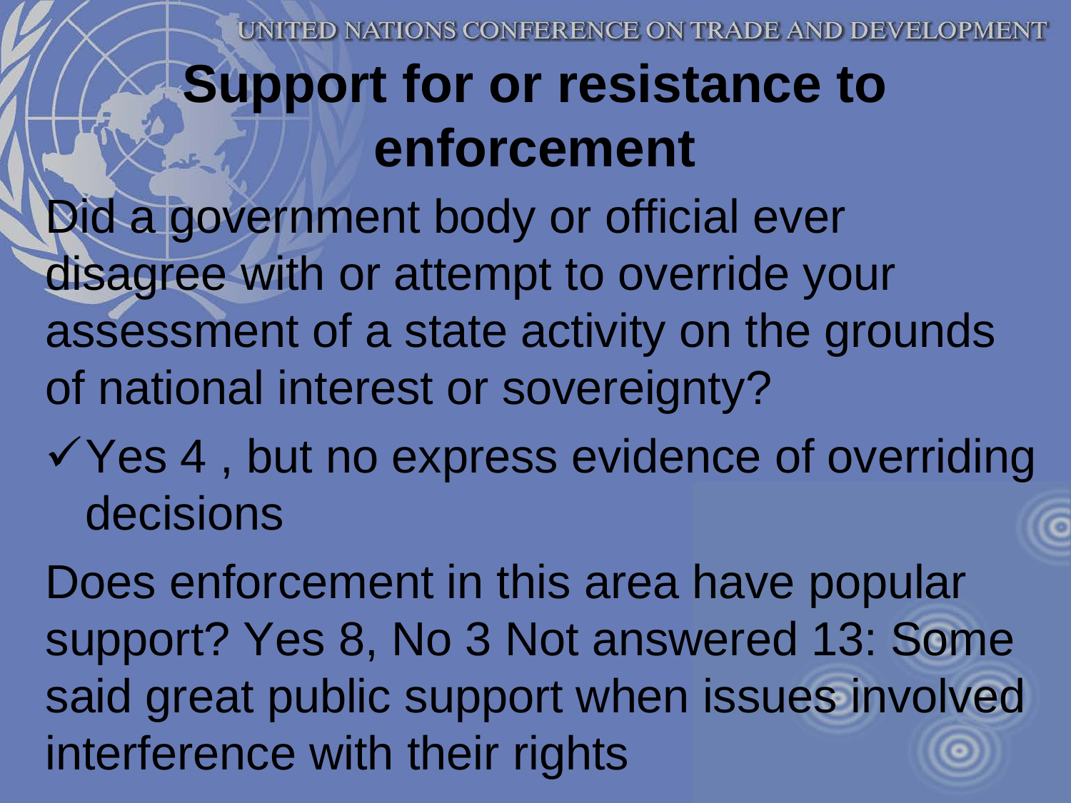# Support for or resistance to enforcement

Did a government body or official ever disagree with or attempt to override your assessment of a state activity on the grounds of national interest or sovereignty?

- ✓ Yes 4 , but no express evidence of overriding decisions

Does enforcement in this area have popular support? Yes 8, No 3 Not answered 13: Some said great public support when issues involved interference with their rights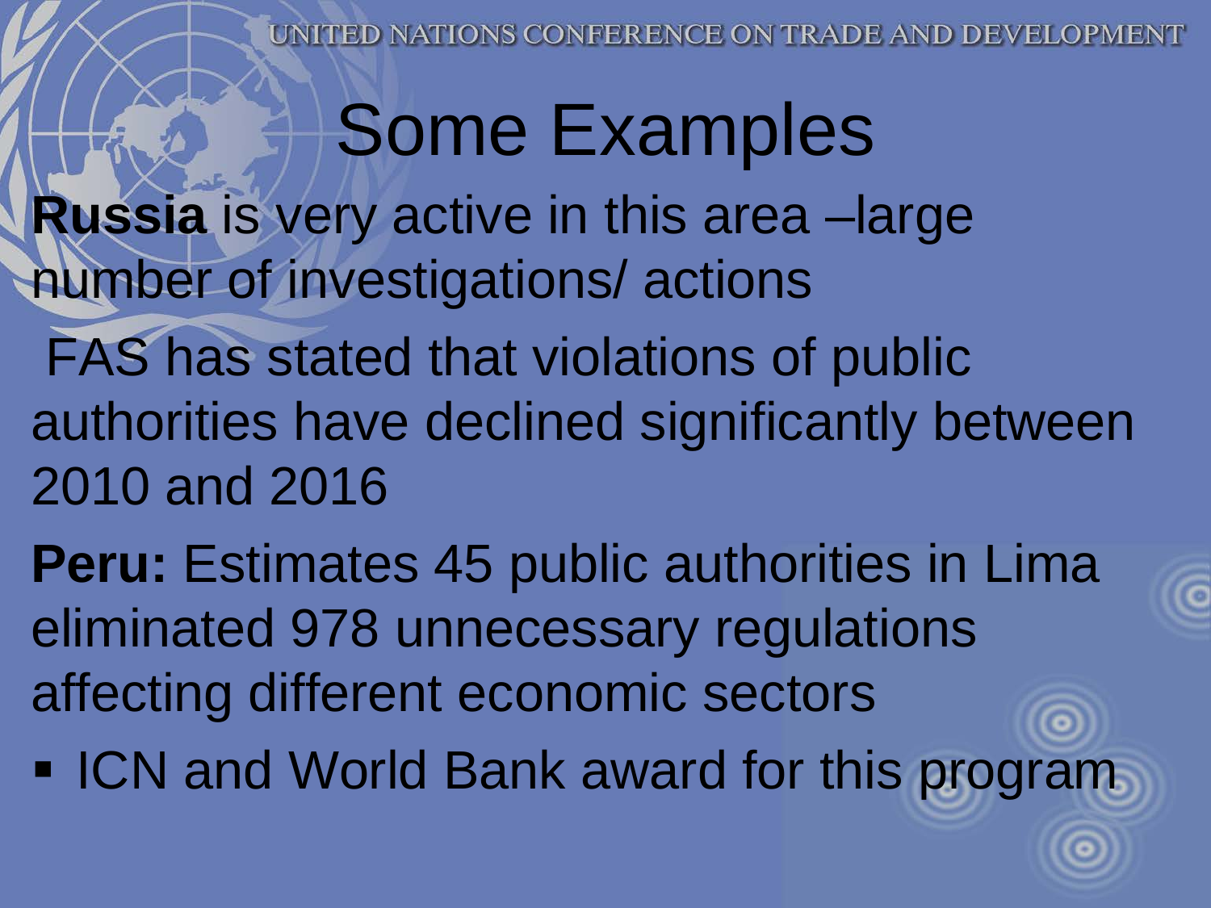# Some Examples

**Russia** is very active in this area –large number of investigations/ actions

FAS has stated that violations of public authorities have declined significantly between 2010 and 2016

**Peru:** Estimates 45 public authorities in Lima eliminated 978 unnecessary regulations affecting different economic sectors

- ICN and World Bank award for this program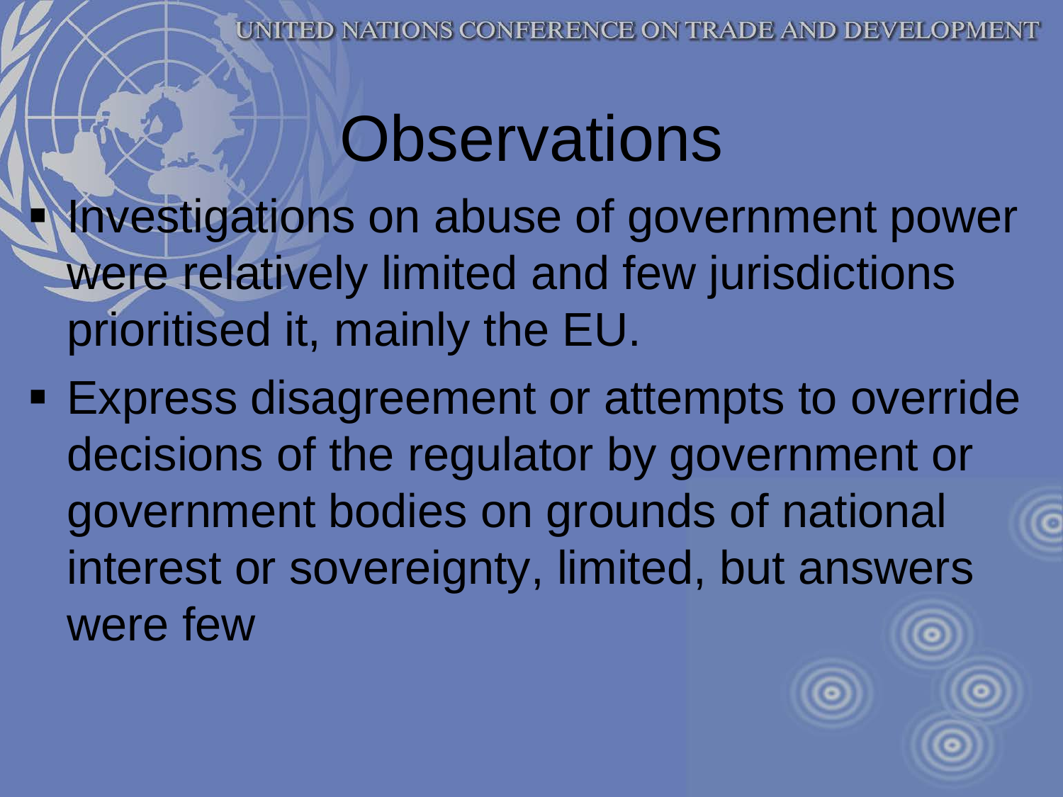# Observations

- Investigations on abuse of government power were relatively limited and few jurisdictions prioritised it, mainly the EU.
- Express disagreement or attempts to override decisions of the regulator by government or government bodies on grounds of national interest or sovereignty, limited, but answers were few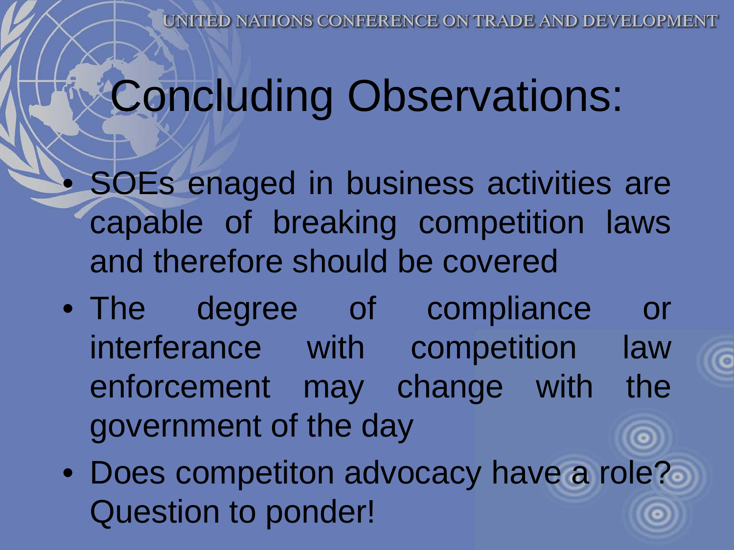# Concluding Observations:

- SOEs enaged in business activities are capable of breaking competition laws and therefore should be covered
- The degree of compliance or interferance with competition law enforcement may change with the government of the day
- Does competiton advocacy have a role? Question to ponder!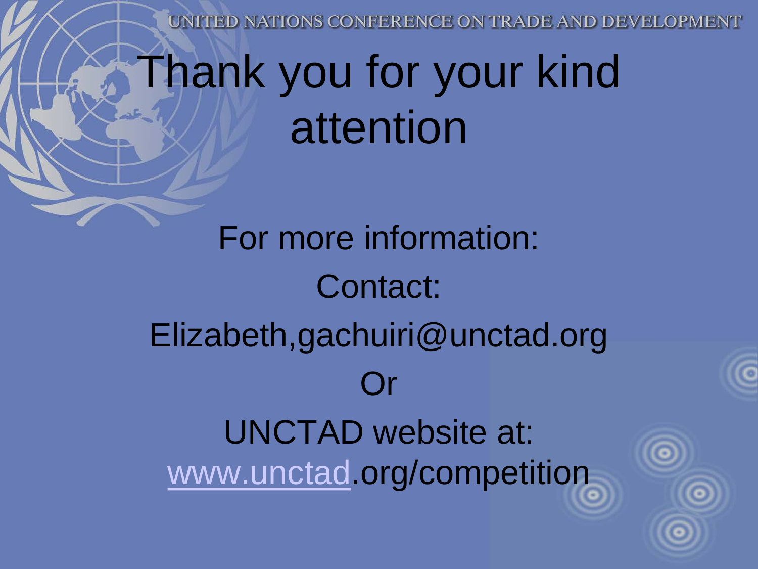# Thank you for your kind attention

For more information:

Contact:

Elizabeth,gachuiri@unctad.org

Or

UNCTAD website at:
www.unctad.org/competition